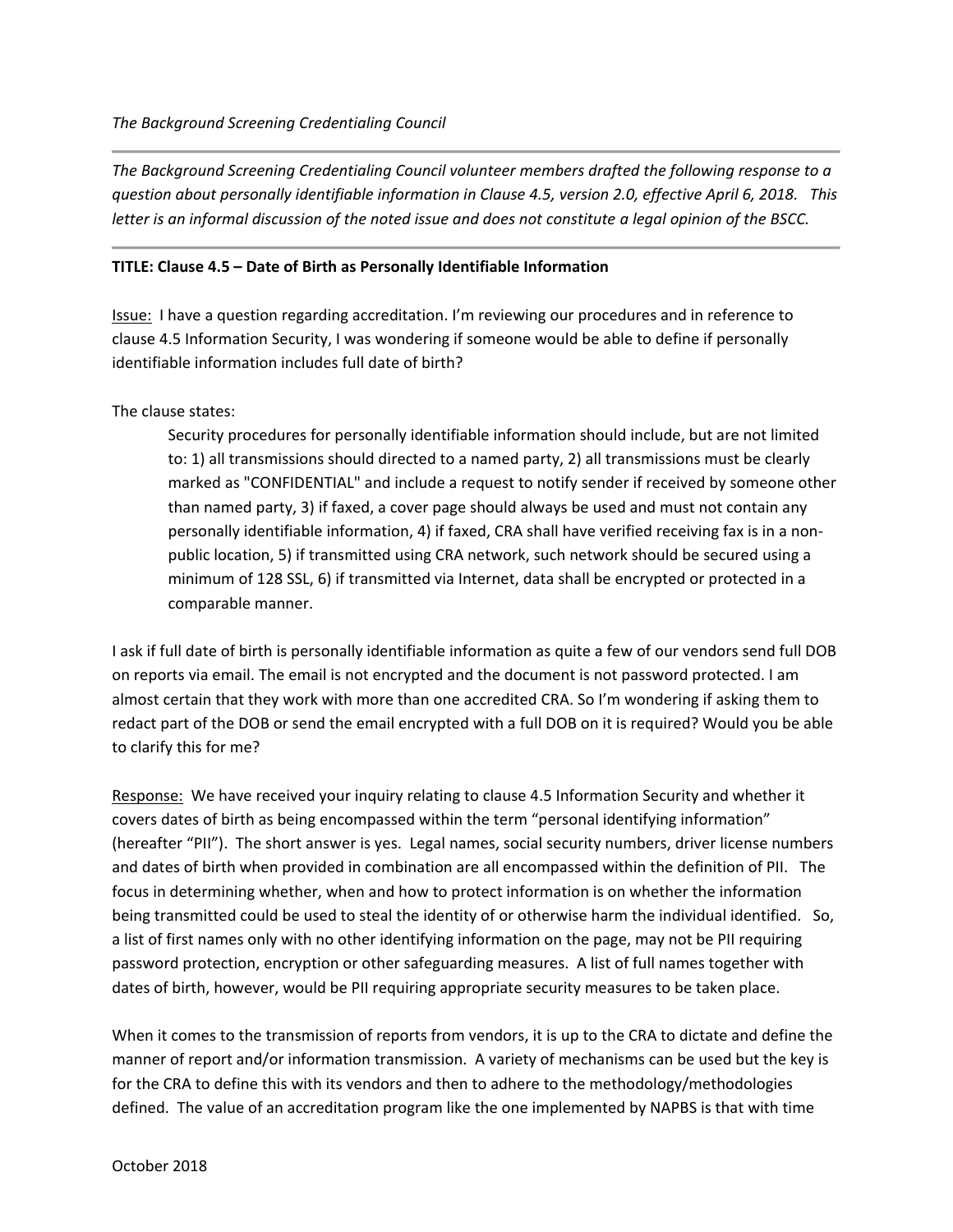*The Background Screening Credentialing Council*

---

*The Background Screening Credentialing Council volunteer members drafted the following response to a question about personally identifiable information in Clause 4.5, version 2.0, effective April 6, 2018. This letter is an informal discussion of the noted issue and does not constitute a legal opinion of the BSCC.*

---

**TITLE: Clause 4.5 – Date of Birth as Personally Identifiable Information**

Issue: I have a question regarding accreditation. I'm reviewing our procedures and in reference to clause 4.5 Information Security, I was wondering if someone would be able to define if personally identifiable information includes full date of birth?

The clause states:

> Security procedures for personally identifiable information should include, but are not limited to: 1) all transmissions should directed to a named party, 2) all transmissions must be clearly marked as "CONFIDENTIAL" and include a request to notify sender if received by someone other than named party, 3) if faxed, a cover page should always be used and must not contain any personally identifiable information, 4) if faxed, CRA shall have verified receiving fax is in a non-public location, 5) if transmitted using CRA network, such network should be secured using a minimum of 128 SSL, 6) if transmitted via Internet, data shall be encrypted or protected in a comparable manner.

I ask if full date of birth is personally identifiable information as quite a few of our vendors send full DOB on reports via email. The email is not encrypted and the document is not password protected. I am almost certain that they work with more than one accredited CRA. So I'm wondering if asking them to redact part of the DOB or send the email encrypted with a full DOB on it is required? Would you be able to clarify this for me?

Response: We have received your inquiry relating to clause 4.5 Information Security and whether it covers dates of birth as being encompassed within the term "personal identifying information" (hereafter "PII"). The short answer is yes. Legal names, social security numbers, driver license numbers and dates of birth when provided in combination are all encompassed within the definition of PII. The focus in determining whether, when and how to protect information is on whether the information being transmitted could be used to steal the identity of or otherwise harm the individual identified. So, a list of first names only with no other identifying information on the page, may not be PII requiring password protection, encryption or other safeguarding measures. A list of full names together with dates of birth, however, would be PII requiring appropriate security measures to be taken place.

When it comes to the transmission of reports from vendors, it is up to the CRA to dictate and define the manner of report and/or information transmission. A variety of mechanisms can be used but the key is for the CRA to define this with its vendors and then to adhere to the methodology/methodologies defined. The value of an accreditation program like the one implemented by NAPBS is that with time

October 2018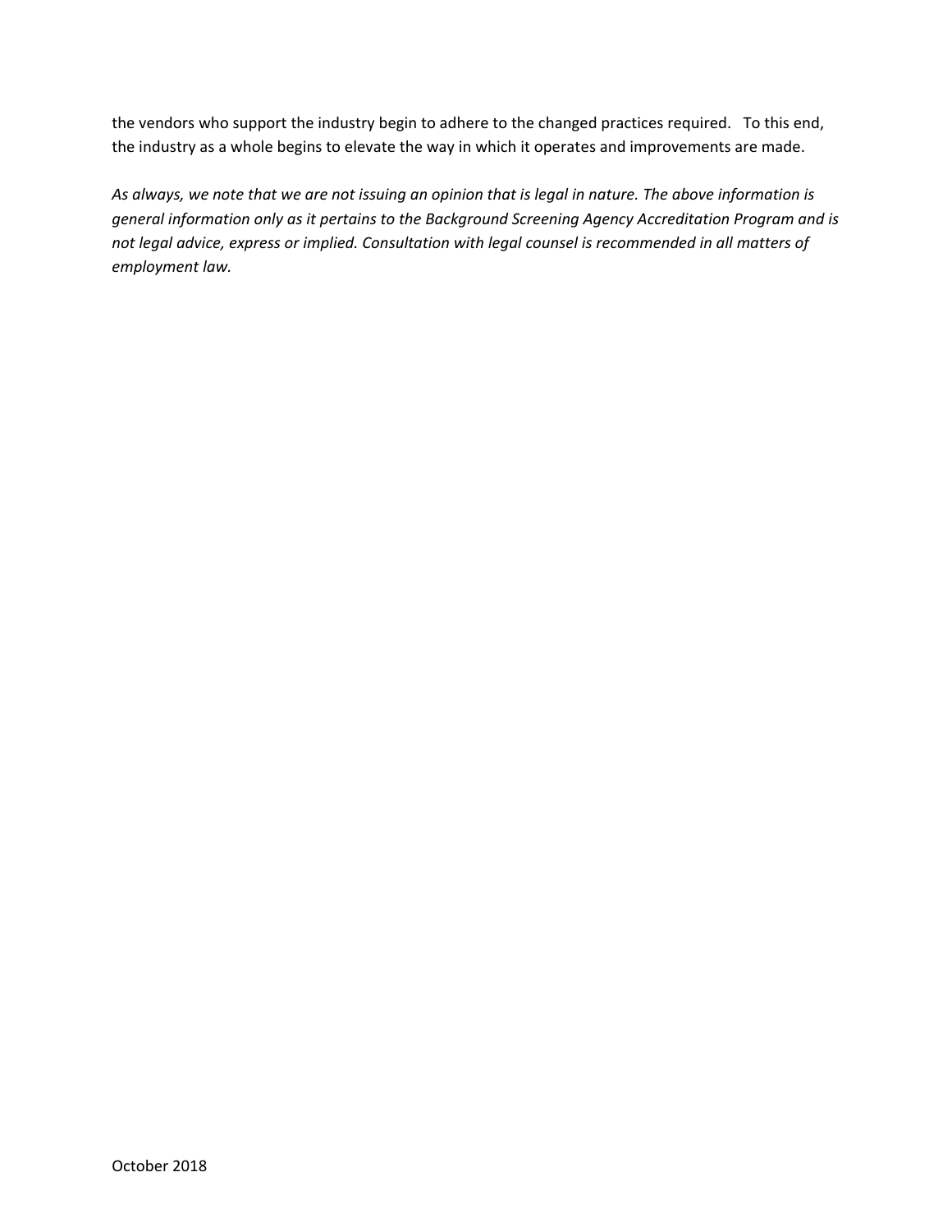the vendors who support the industry begin to adhere to the changed practices required. To this end, the industry as a whole begins to elevate the way in which it operates and improvements are made.

*As always, we note that we are not issuing an opinion that is legal in nature. The above information is general information only as it pertains to the Background Screening Agency Accreditation Program and is not legal advice, express or implied. Consultation with legal counsel is recommended in all matters of employment law.*

October 2018